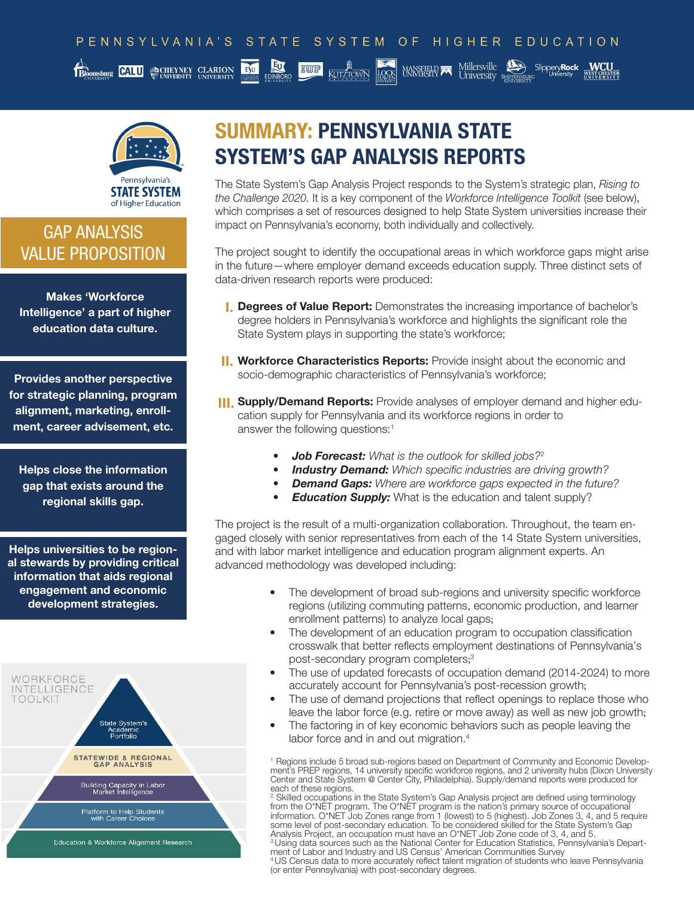PENNSYLVANIA'S STATE SYSTEM OF HIGHER EDUCATION

Pennsylvania's STATE SYSTEM of Higher Education

# SUMMARY: PENNSYLVANIA STATE SYSTEM'S GAP ANALYSIS REPORTS

The State System's Gap Analysis Project responds to the System's strategic plan, *Rising to the Challenge 2020.* It is a key component of the *Workforce Intelligence Toolkit* (see below), which comprises a set of resources designed to help State System universities increase their impact on Pennsylvania's economy, both individually and collectively.

The project sought to identify the occupational areas in which workforce gaps might arise in the future—where employer demand exceeds education supply. Three distinct sets of data-driven research reports were produced:

I. **Degrees of Value Report:** Demonstrates the increasing importance of bachelor's degree holders in Pennsylvania's workforce and highlights the significant role the State System plays in supporting the state's workforce;

II. **Workforce Characteristics Reports:** Provide insight about the economic and socio-demographic characteristics of Pennsylvania's workforce;

III. **Supply/Demand Reports:** Provide analyses of employer demand and higher education supply for Pennsylvania and its workforce regions in order to answer the following questions:[1]

- ***Job Forecast:*** *What is the outlook for skilled jobs?*[2]
- ***Industry Demand:*** *Which specific industries are driving growth?*
- ***Demand Gaps:*** *Where are workforce gaps expected in the future?*
- ***Education Supply:*** What is the education and talent supply?

The project is the result of a multi-organization collaboration. Throughout, the team engaged closely with senior representatives from each of the 14 State System universities, and with labor market intelligence and education program alignment experts. An advanced methodology was developed including:

- The development of broad sub-regions and university specific workforce regions (utilizing commuting patterns, economic production, and learner enrollment patterns) to analyze local gaps;
- The development of an education program to occupation classification crosswalk that better reflects employment destinations of Pennsylvania's post-secondary program completers;[3]
- The use of updated forecasts of occupation demand (2014-2024) to more accurately account for Pennsylvania's post-recession growth;
- The use of demand projections that reflect openings to replace those who leave the labor force (e.g. retire or move away) as well as new job growth;
- The factoring in of key economic behaviors such as people leaving the labor force and in and out migration.[4]

## GAP ANALYSIS VALUE PROPOSITION

**Makes 'Workforce Intelligence' a part of higher education data culture.**

**Provides another perspective for strategic planning, program alignment, marketing, enrollment, career advisement, etc.**

**Helps close the information gap that exists around the regional skills gap.**

**Helps universities to be regional stewards by providing critical information that aids regional engagement and economic development strategies.**

## WORKFORCE INTELLIGENCE TOOLKIT

- State System's Academic Portfolio
- STATEWIDE & REGIONAL GAP ANALYSIS
- Building Capacity in Labor Market Intelligence
- Platform to Help Students with Career Choices
- Education & Workforce Alignment Research

---

[1] Regions include 5 broad sub-regions based on Department of Community and Economic Development's PREP regions, 14 university specific workforce regions, and 2 university hubs (Dixon University Center and State System @ Center City, Philadelphia). Supply/demand reports were produced for each of these regions.

[2] Skilled occupations in the State System's Gap Analysis project are defined using terminology from the O*NET program. The O*NET program is the nation's primary source of occupational information. O*NET Job Zones range from 1 (lowest) to 5 (highest). Job Zones 3, 4, and 5 require some level of post-secondary education. To be considered skilled for the State System's Gap Analysis Project, an occupation must have an O*NET Job Zone code of 3, 4, and 5.

[3] Using data sources such as the National Center for Education Statistics, Pennsylvania's Department of Labor and Industry and US Census' American Communities Survey

[4] US Census data to more accurately reflect talent migration of students who leave Pennsylvania (or enter Pennsylvania) with post-secondary degrees.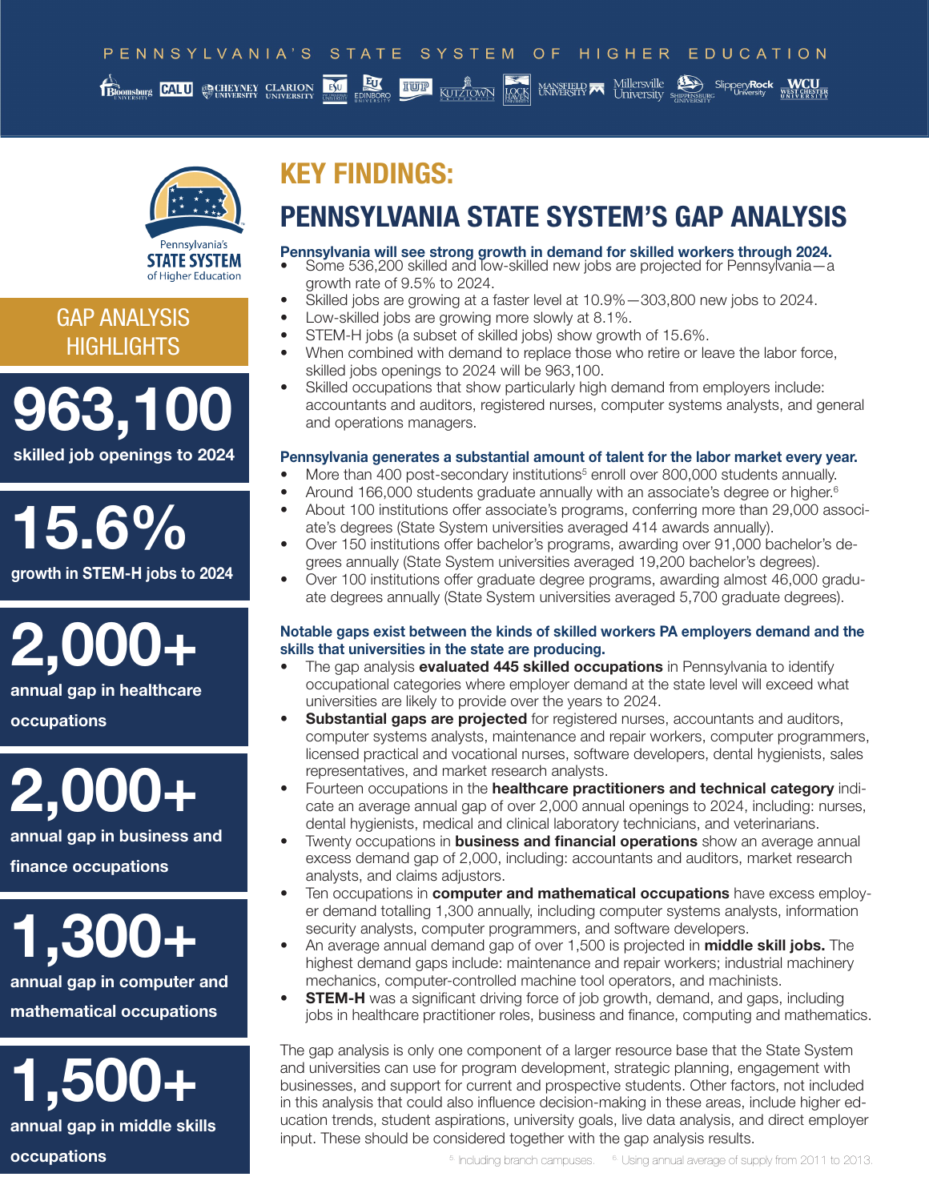PENNSYLVANIA'S STATE SYSTEM OF HIGHER EDUCATION

Pennsylvania's STATE SYSTEM of Higher Education

## GAP ANALYSIS HIGHLIGHTS

**963,100**
skilled job openings to 2024

**15.6%**
growth in STEM-H jobs to 2024

**2,000+**
annual gap in healthcare occupations

**2,000+**
annual gap in business and finance occupations

**1,300+**
annual gap in computer and mathematical occupations

**1,500+**
annual gap in middle skills occupations

# KEY FINDINGS:

# PENNSYLVANIA STATE SYSTEM'S GAP ANALYSIS

**Pennsylvania will see strong growth in demand for skilled workers through 2024.**

- Some 536,200 skilled and low-skilled new jobs are projected for Pennsylvania—a growth rate of 9.5% to 2024.
- Skilled jobs are growing at a faster level at 10.9%—303,800 new jobs to 2024.
- Low-skilled jobs are growing more slowly at 8.1%.
- STEM-H jobs (a subset of skilled jobs) show growth of 15.6%.
- When combined with demand to replace those who retire or leave the labor force, skilled jobs openings to 2024 will be 963,100.
- Skilled occupations that show particularly high demand from employers include: accountants and auditors, registered nurses, computer systems analysts, and general and operations managers.

**Pennsylvania generates a substantial amount of talent for the labor market every year.**

- More than 400 post-secondary institutions[5] enroll over 800,000 students annually.
- Around 166,000 students graduate annually with an associate's degree or higher.[6]
- About 100 institutions offer associate's programs, conferring more than 29,000 associate's degrees (State System universities averaged 414 awards annually).
- Over 150 institutions offer bachelor's programs, awarding over 91,000 bachelor's degrees annually (State System universities averaged 19,200 bachelor's degrees).
- Over 100 institutions offer graduate degree programs, awarding almost 46,000 graduate degrees annually (State System universities averaged 5,700 graduate degrees).

**Notable gaps exist between the kinds of skilled workers PA employers demand and the skills that universities in the state are producing.**

- The gap analysis **evaluated 445 skilled occupations** in Pennsylvania to identify occupational categories where employer demand at the state level will exceed what universities are likely to provide over the years to 2024.
- **Substantial gaps are projected** for registered nurses, accountants and auditors, computer systems analysts, maintenance and repair workers, computer programmers, licensed practical and vocational nurses, software developers, dental hygienists, sales representatives, and market research analysts.
- Fourteen occupations in the **healthcare practitioners and technical category** indicate an average annual gap of over 2,000 annual openings to 2024, including: nurses, dental hygienists, medical and clinical laboratory technicians, and veterinarians.
- Twenty occupations in **business and financial operations** show an average annual excess demand gap of 2,000, including: accountants and auditors, market research analysts, and claims adjustors.
- Ten occupations in **computer and mathematical occupations** have excess employer demand totalling 1,300 annually, including computer systems analysts, information security analysts, computer programmers, and software developers.
- An average annual demand gap of over 1,500 is projected in **middle skill jobs.** The highest demand gaps include: maintenance and repair workers; industrial machinery mechanics, computer-controlled machine tool operators, and machinists.
- **STEM-H** was a significant driving force of job growth, demand, and gaps, including jobs in healthcare practitioner roles, business and finance, computing and mathematics.

The gap analysis is only one component of a larger resource base that the State System and universities can use for program development, strategic planning, engagement with businesses, and support for current and prospective students. Other factors, not included in this analysis that could also influence decision-making in these areas, include higher education trends, student aspirations, university goals, live data analysis, and direct employer input. These should be considered together with the gap analysis results.

[5] Including branch campuses. [6] Using annual average of supply from 2011 to 2013.